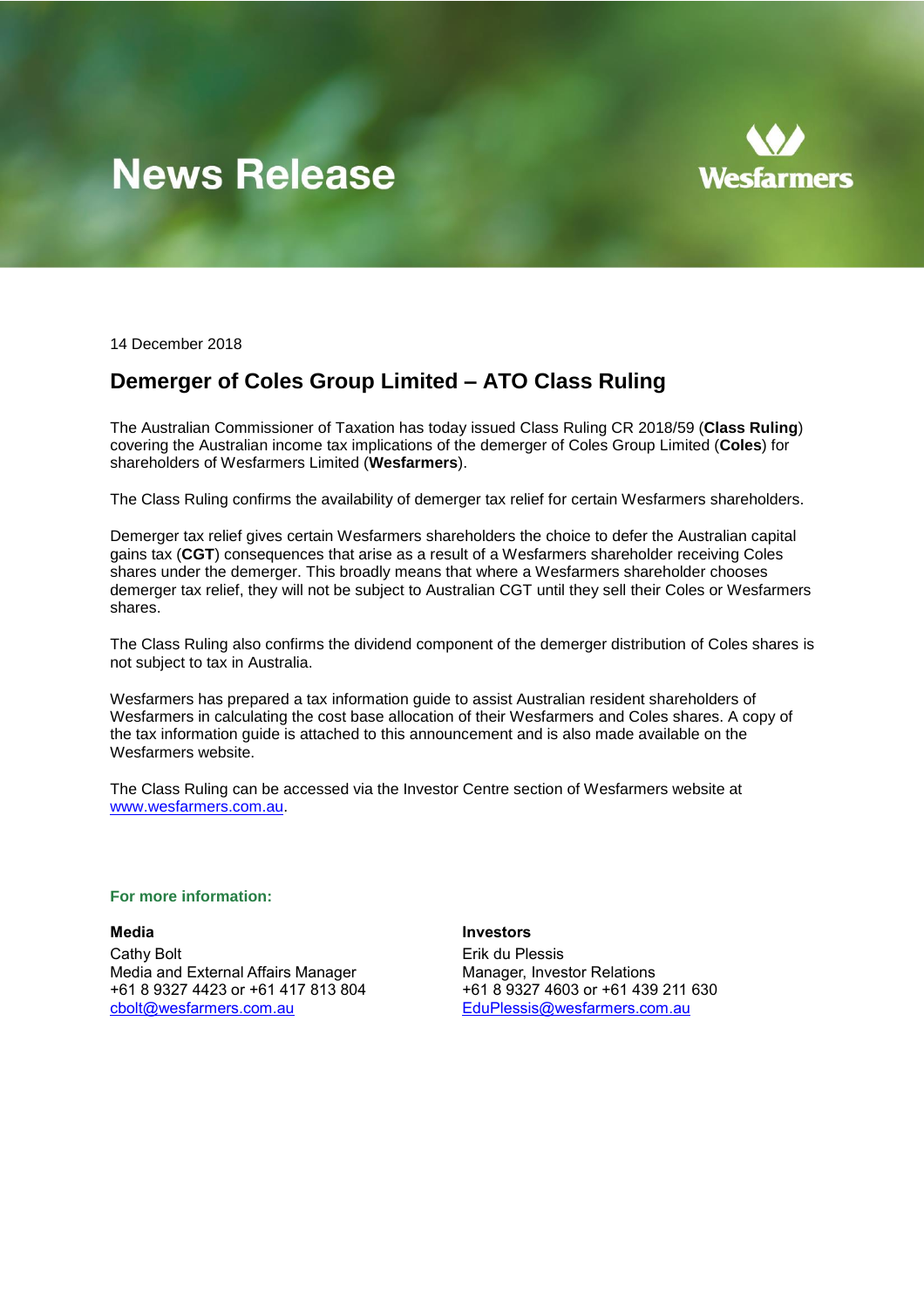# News Release

Wesfarmers

14 December 2018

## Demerger of Coles Group Limited – ATO Class Ruling

The Australian Commissioner of Taxation has today issued Class Ruling CR 2018/59 (**Class Ruling**) covering the Australian income tax implications of the demerger of Coles Group Limited (**Coles**) for shareholders of Wesfarmers Limited (**Wesfarmers**).

The Class Ruling confirms the availability of demerger tax relief for certain Wesfarmers shareholders.

Demerger tax relief gives certain Wesfarmers shareholders the choice to defer the Australian capital gains tax (**CGT**) consequences that arise as a result of a Wesfarmers shareholder receiving Coles shares under the demerger. This broadly means that where a Wesfarmers shareholder chooses demerger tax relief, they will not be subject to Australian CGT until they sell their Coles or Wesfarmers shares.

The Class Ruling also confirms the dividend component of the demerger distribution of Coles shares is not subject to tax in Australia.

Wesfarmers has prepared a tax information guide to assist Australian resident shareholders of Wesfarmers in calculating the cost base allocation of their Wesfarmers and Coles shares. A copy of the tax information guide is attached to this announcement and is also made available on the Wesfarmers website.

The Class Ruling can be accessed via the Investor Centre section of Wesfarmers website at www.wesfarmers.com.au.

**For more information:**

**Media**
Cathy Bolt
Media and External Affairs Manager
+61 8 9327 4423 or +61 417 813 804
cbolt@wesfarmers.com.au

**Investors**
Erik du Plessis
Manager, Investor Relations
+61 8 9327 4603 or +61 439 211 630
EduPlessis@wesfarmers.com.au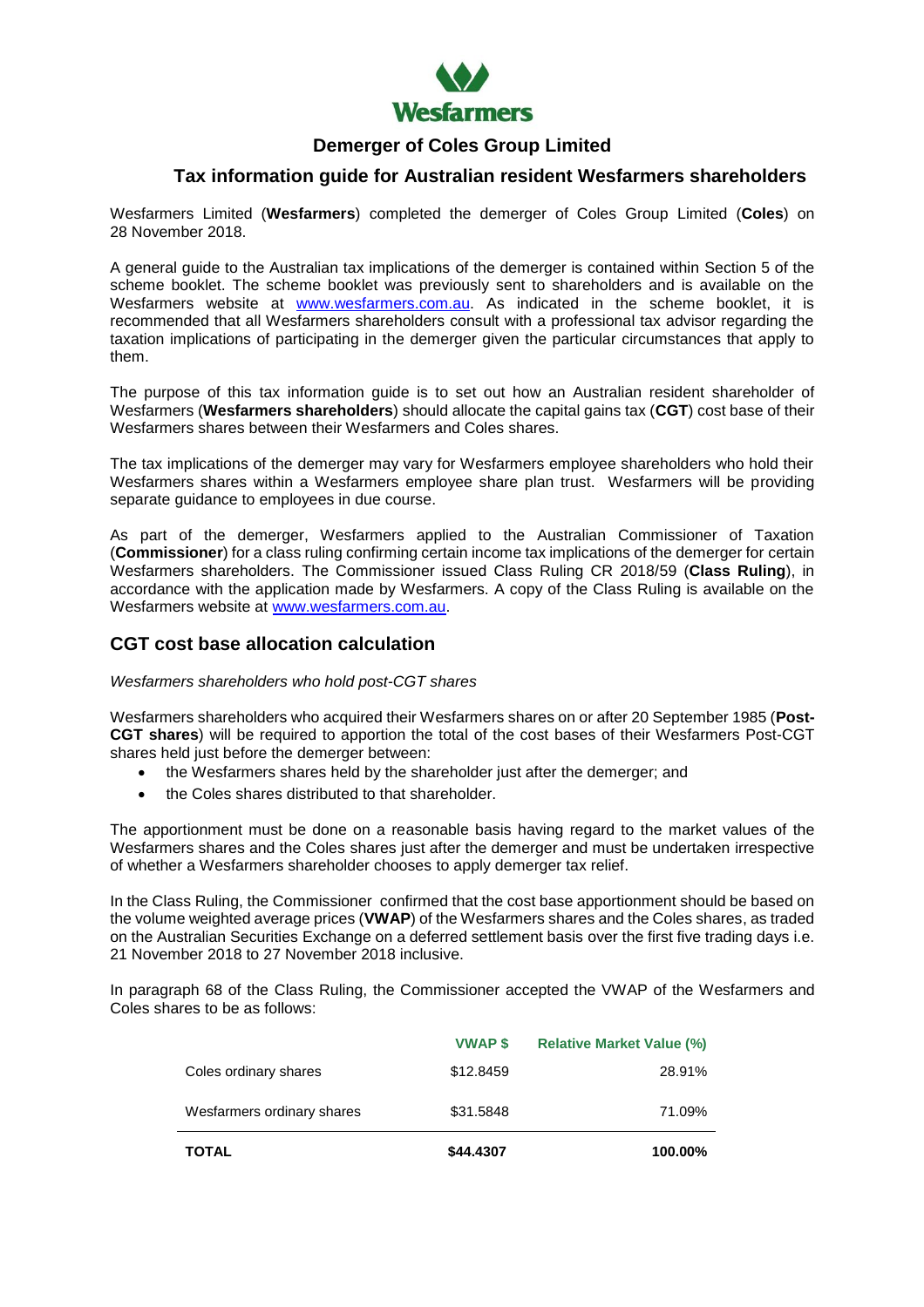# Demerger of Coles Group Limited

## Tax information guide for Australian resident Wesfarmers shareholders

Wesfarmers Limited (**Wesfarmers**) completed the demerger of Coles Group Limited (**Coles**) on 28 November 2018.

A general guide to the Australian tax implications of the demerger is contained within Section 5 of the scheme booklet. The scheme booklet was previously sent to shareholders and is available on the Wesfarmers website at www.wesfarmers.com.au. As indicated in the scheme booklet, it is recommended that all Wesfarmers shareholders consult with a professional tax advisor regarding the taxation implications of participating in the demerger given the particular circumstances that apply to them.

The purpose of this tax information guide is to set out how an Australian resident shareholder of Wesfarmers (**Wesfarmers shareholders**) should allocate the capital gains tax (**CGT**) cost base of their Wesfarmers shares between their Wesfarmers and Coles shares.

The tax implications of the demerger may vary for Wesfarmers employee shareholders who hold their Wesfarmers shares within a Wesfarmers employee share plan trust. Wesfarmers will be providing separate guidance to employees in due course.

As part of the demerger, Wesfarmers applied to the Australian Commissioner of Taxation (**Commissioner**) for a class ruling confirming certain income tax implications of the demerger for certain Wesfarmers shareholders. The Commissioner issued Class Ruling CR 2018/59 (**Class Ruling**), in accordance with the application made by Wesfarmers. A copy of the Class Ruling is available on the Wesfarmers website at www.wesfarmers.com.au.

## CGT cost base allocation calculation

*Wesfarmers shareholders who hold post-CGT shares*

Wesfarmers shareholders who acquired their Wesfarmers shares on or after 20 September 1985 (**Post-CGT shares**) will be required to apportion the total of the cost bases of their Wesfarmers Post-CGT shares held just before the demerger between:

- the Wesfarmers shares held by the shareholder just after the demerger; and
- the Coles shares distributed to that shareholder.

The apportionment must be done on a reasonable basis having regard to the market values of the Wesfarmers shares and the Coles shares just after the demerger and must be undertaken irrespective of whether a Wesfarmers shareholder chooses to apply demerger tax relief.

In the Class Ruling, the Commissioner confirmed that the cost base apportionment should be based on the volume weighted average prices (**VWAP**) of the Wesfarmers shares and the Coles shares, as traded on the Australian Securities Exchange on a deferred settlement basis over the first five trading days i.e. 21 November 2018 to 27 November 2018 inclusive.

In paragraph 68 of the Class Ruling, the Commissioner accepted the VWAP of the Wesfarmers and Coles shares to be as follows:

| | VWAP $ | Relative Market Value (%) |
|---|---|---|
| Coles ordinary shares | $12.8459 | 28.91% |
| Wesfarmers ordinary shares | $31.5848 | 71.09% |
| **TOTAL** | **$44.4307** | **100.00%** |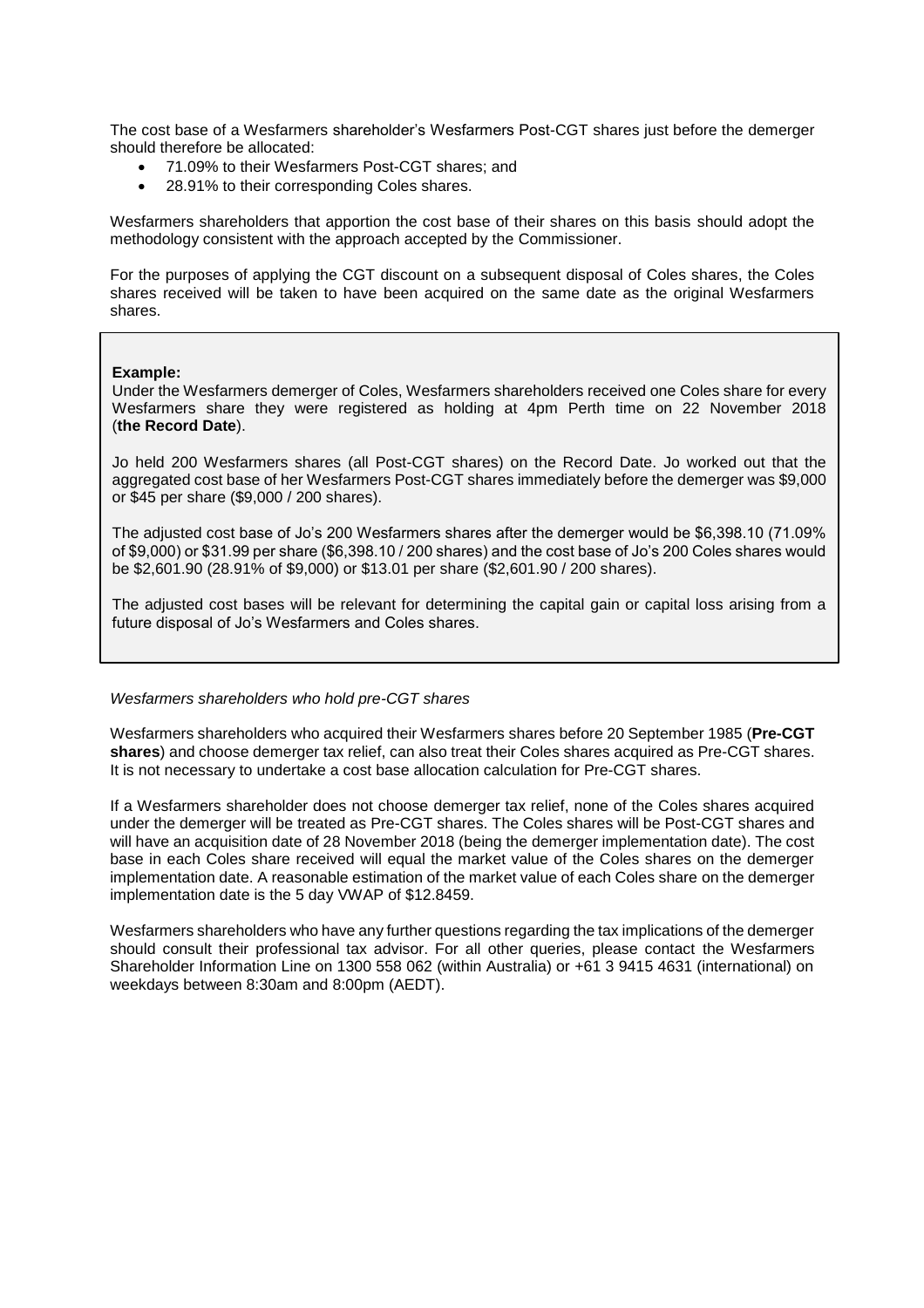The cost base of a Wesfarmers shareholder's Wesfarmers Post-CGT shares just before the demerger should therefore be allocated:

- 71.09% to their Wesfarmers Post-CGT shares; and
- 28.91% to their corresponding Coles shares.

Wesfarmers shareholders that apportion the cost base of their shares on this basis should adopt the methodology consistent with the approach accepted by the Commissioner.

For the purposes of applying the CGT discount on a subsequent disposal of Coles shares, the Coles shares received will be taken to have been acquired on the same date as the original Wesfarmers shares.

**Example:**
Under the Wesfarmers demerger of Coles, Wesfarmers shareholders received one Coles share for every Wesfarmers share they were registered as holding at 4pm Perth time on 22 November 2018 (**the Record Date**).

Jo held 200 Wesfarmers shares (all Post-CGT shares) on the Record Date. Jo worked out that the aggregated cost base of her Wesfarmers Post-CGT shares immediately before the demerger was $9,000 or $45 per share ($9,000 / 200 shares).

The adjusted cost base of Jo's 200 Wesfarmers shares after the demerger would be $6,398.10 (71.09% of $9,000) or $31.99 per share ($6,398.10 / 200 shares) and the cost base of Jo's 200 Coles shares would be $2,601.90 (28.91% of $9,000) or $13.01 per share ($2,601.90 / 200 shares).

The adjusted cost bases will be relevant for determining the capital gain or capital loss arising from a future disposal of Jo's Wesfarmers and Coles shares.

*Wesfarmers shareholders who hold pre-CGT shares*

Wesfarmers shareholders who acquired their Wesfarmers shares before 20 September 1985 (**Pre-CGT shares**) and choose demerger tax relief, can also treat their Coles shares acquired as Pre-CGT shares. It is not necessary to undertake a cost base allocation calculation for Pre-CGT shares.

If a Wesfarmers shareholder does not choose demerger tax relief, none of the Coles shares acquired under the demerger will be treated as Pre-CGT shares. The Coles shares will be Post-CGT shares and will have an acquisition date of 28 November 2018 (being the demerger implementation date). The cost base in each Coles share received will equal the market value of the Coles shares on the demerger implementation date. A reasonable estimation of the market value of each Coles share on the demerger implementation date is the 5 day VWAP of $12.8459.

Wesfarmers shareholders who have any further questions regarding the tax implications of the demerger should consult their professional tax advisor. For all other queries, please contact the Wesfarmers Shareholder Information Line on 1300 558 062 (within Australia) or +61 3 9415 4631 (international) on weekdays between 8:30am and 8:00pm (AEDT).